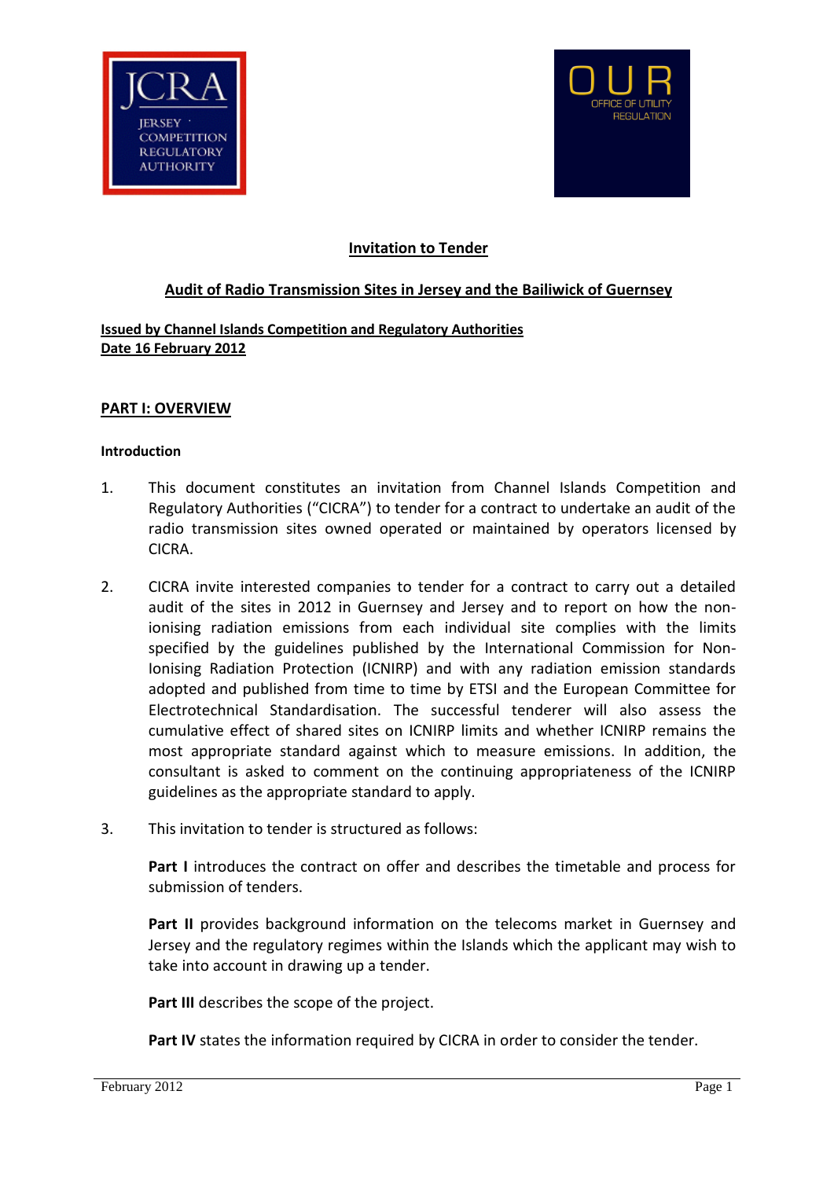## Invitation to Tender

## Audit of Radio Transmission Sites in Jersey and the Bailiwick of Guernsey

**Issued by Channel Islands Competition and Regulatory Authorities**
**Date 16 February 2012**

## PART I: OVERVIEW

### Introduction

1. This document constitutes an invitation from Channel Islands Competition and Regulatory Authorities ("CICRA") to tender for a contract to undertake an audit of the radio transmission sites owned operated or maintained by operators licensed by CICRA.

2. CICRA invite interested companies to tender for a contract to carry out a detailed audit of the sites in 2012 in Guernsey and Jersey and to report on how the non-ionising radiation emissions from each individual site complies with the limits specified by the guidelines published by the International Commission for Non-Ionising Radiation Protection (ICNIRP) and with any radiation emission standards adopted and published from time to time by ETSI and the European Committee for Electrotechnical Standardisation. The successful tenderer will also assess the cumulative effect of shared sites on ICNIRP limits and whether ICNIRP remains the most appropriate standard against which to measure emissions. In addition, the consultant is asked to comment on the continuing appropriateness of the ICNIRP guidelines as the appropriate standard to apply.

3. This invitation to tender is structured as follows:

   **Part I** introduces the contract on offer and describes the timetable and process for submission of tenders.

   **Part II** provides background information on the telecoms market in Guernsey and Jersey and the regulatory regimes within the Islands which the applicant may wish to take into account in drawing up a tender.

   **Part III** describes the scope of the project.

   **Part IV** states the information required by CICRA in order to consider the tender.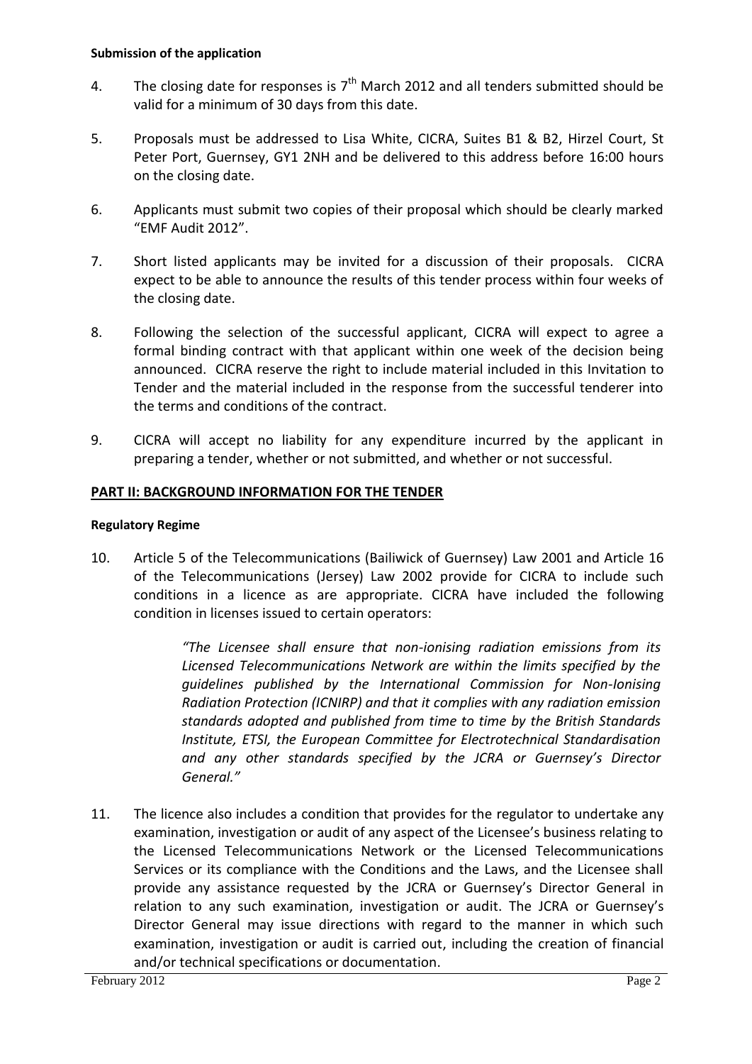**Submission of the application**

4. The closing date for responses is 7th March 2012 and all tenders submitted should be valid for a minimum of 30 days from this date.

5. Proposals must be addressed to Lisa White, CICRA, Suites B1 & B2, Hirzel Court, St Peter Port, Guernsey, GY1 2NH and be delivered to this address before 16:00 hours on the closing date.

6. Applicants must submit two copies of their proposal which should be clearly marked "EMF Audit 2012".

7. Short listed applicants may be invited for a discussion of their proposals. CICRA expect to be able to announce the results of this tender process within four weeks of the closing date.

8. Following the selection of the successful applicant, CICRA will expect to agree a formal binding contract with that applicant within one week of the decision being announced. CICRA reserve the right to include material included in this Invitation to Tender and the material included in the response from the successful tenderer into the terms and conditions of the contract.

9. CICRA will accept no liability for any expenditure incurred by the applicant in preparing a tender, whether or not submitted, and whether or not successful.

## PART II: BACKGROUND INFORMATION FOR THE TENDER

**Regulatory Regime**

10. Article 5 of the Telecommunications (Bailiwick of Guernsey) Law 2001 and Article 16 of the Telecommunications (Jersey) Law 2002 provide for CICRA to include such conditions in a licence as are appropriate. CICRA have included the following condition in licenses issued to certain operators:

> *"The Licensee shall ensure that non-ionising radiation emissions from its Licensed Telecommunications Network are within the limits specified by the guidelines published by the International Commission for Non-Ionising Radiation Protection (ICNIRP) and that it complies with any radiation emission standards adopted and published from time to time by the British Standards Institute, ETSI, the European Committee for Electrotechnical Standardisation and any other standards specified by the JCRA or Guernsey's Director General."*

11. The licence also includes a condition that provides for the regulator to undertake any examination, investigation or audit of any aspect of the Licensee's business relating to the Licensed Telecommunications Network or the Licensed Telecommunications Services or its compliance with the Conditions and the Laws, and the Licensee shall provide any assistance requested by the JCRA or Guernsey's Director General in relation to any such examination, investigation or audit. The JCRA or Guernsey's Director General may issue directions with regard to the manner in which such examination, investigation or audit is carried out, including the creation of financial and/or technical specifications or documentation.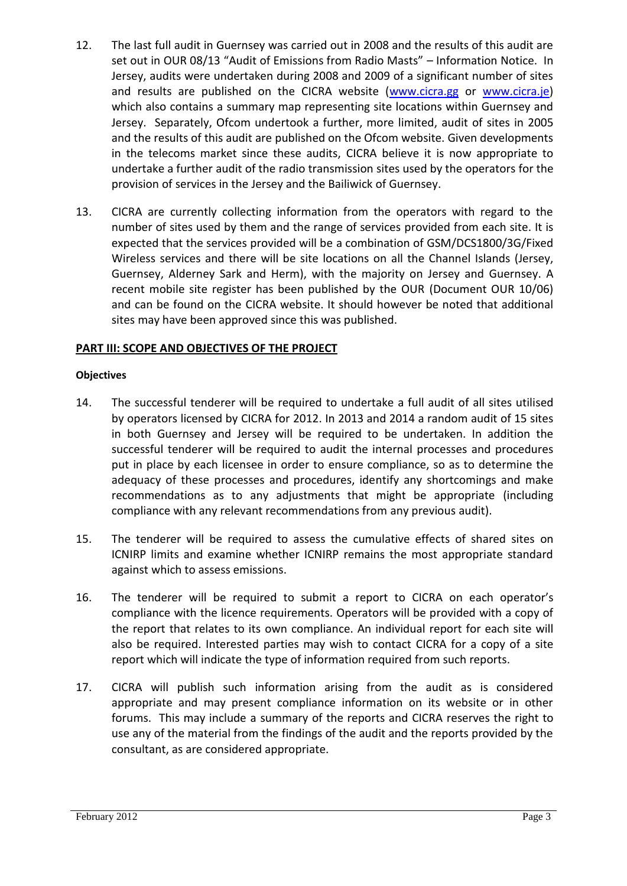12. The last full audit in Guernsey was carried out in 2008 and the results of this audit are set out in OUR 08/13 "Audit of Emissions from Radio Masts" – Information Notice. In Jersey, audits were undertaken during 2008 and 2009 of a significant number of sites and results are published on the CICRA website (www.cicra.gg or www.cicra.je) which also contains a summary map representing site locations within Guernsey and Jersey. Separately, Ofcom undertook a further, more limited, audit of sites in 2005 and the results of this audit are published on the Ofcom website. Given developments in the telecoms market since these audits, CICRA believe it is now appropriate to undertake a further audit of the radio transmission sites used by the operators for the provision of services in the Jersey and the Bailiwick of Guernsey.

13. CICRA are currently collecting information from the operators with regard to the number of sites used by them and the range of services provided from each site. It is expected that the services provided will be a combination of GSM/DCS1800/3G/Fixed Wireless services and there will be site locations on all the Channel Islands (Jersey, Guernsey, Alderney Sark and Herm), with the majority on Jersey and Guernsey. A recent mobile site register has been published by the OUR (Document OUR 10/06) and can be found on the CICRA website. It should however be noted that additional sites may have been approved since this was published.

## PART III: SCOPE AND OBJECTIVES OF THE PROJECT

### Objectives

14. The successful tenderer will be required to undertake a full audit of all sites utilised by operators licensed by CICRA for 2012. In 2013 and 2014 a random audit of 15 sites in both Guernsey and Jersey will be required to be undertaken. In addition the successful tenderer will be required to audit the internal processes and procedures put in place by each licensee in order to ensure compliance, so as to determine the adequacy of these processes and procedures, identify any shortcomings and make recommendations as to any adjustments that might be appropriate (including compliance with any relevant recommendations from any previous audit).

15. The tenderer will be required to assess the cumulative effects of shared sites on ICNIRP limits and examine whether ICNIRP remains the most appropriate standard against which to assess emissions.

16. The tenderer will be required to submit a report to CICRA on each operator's compliance with the licence requirements. Operators will be provided with a copy of the report that relates to its own compliance. An individual report for each site will also be required. Interested parties may wish to contact CICRA for a copy of a site report which will indicate the type of information required from such reports.

17. CICRA will publish such information arising from the audit as is considered appropriate and may present compliance information on its website or in other forums. This may include a summary of the reports and CICRA reserves the right to use any of the material from the findings of the audit and the reports provided by the consultant, as are considered appropriate.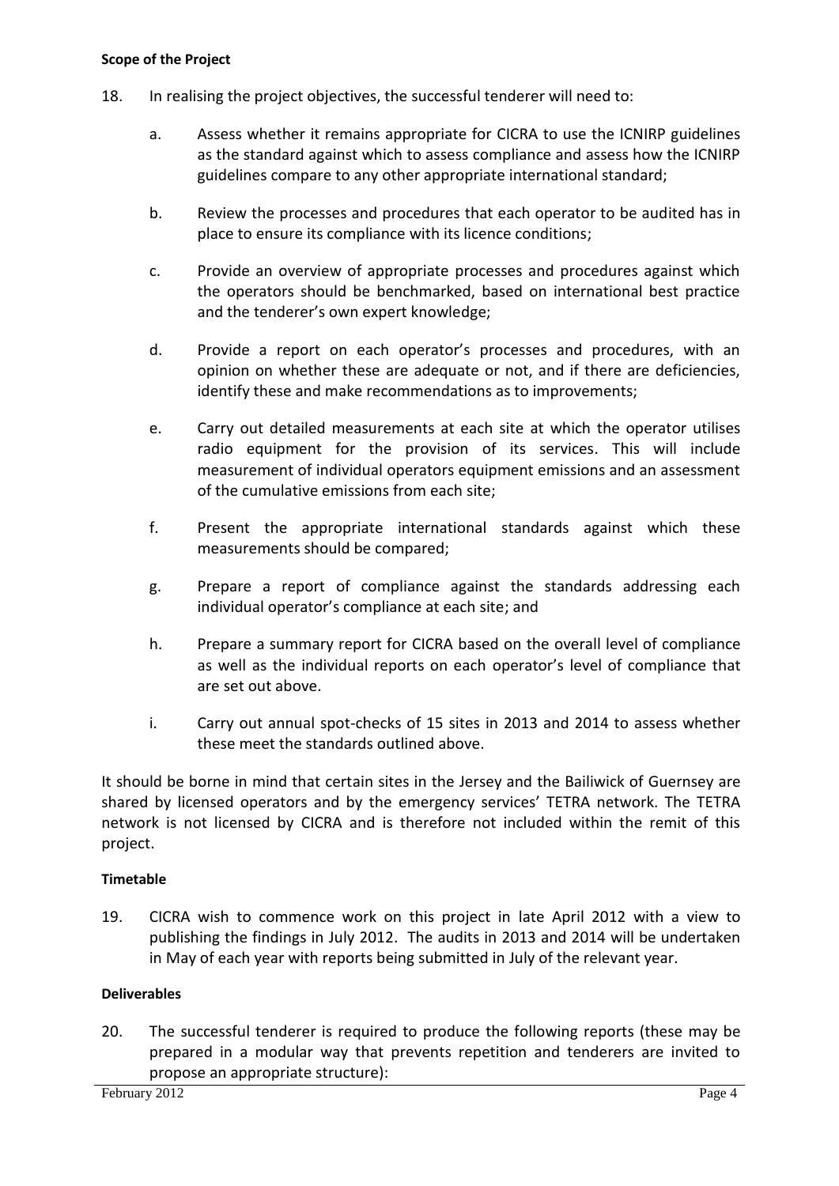**Scope of the Project**

18. In realising the project objectives, the successful tenderer will need to:

    a. Assess whether it remains appropriate for CICRA to use the ICNIRP guidelines as the standard against which to assess compliance and assess how the ICNIRP guidelines compare to any other appropriate international standard;

    b. Review the processes and procedures that each operator to be audited has in place to ensure its compliance with its licence conditions;

    c. Provide an overview of appropriate processes and procedures against which the operators should be benchmarked, based on international best practice and the tenderer's own expert knowledge;

    d. Provide a report on each operator's processes and procedures, with an opinion on whether these are adequate or not, and if there are deficiencies, identify these and make recommendations as to improvements;

    e. Carry out detailed measurements at each site at which the operator utilises radio equipment for the provision of its services. This will include measurement of individual operators equipment emissions and an assessment of the cumulative emissions from each site;

    f. Present the appropriate international standards against which these measurements should be compared;

    g. Prepare a report of compliance against the standards addressing each individual operator's compliance at each site; and

    h. Prepare a summary report for CICRA based on the overall level of compliance as well as the individual reports on each operator's level of compliance that are set out above.

    i. Carry out annual spot-checks of 15 sites in 2013 and 2014 to assess whether these meet the standards outlined above.

It should be borne in mind that certain sites in the Jersey and the Bailiwick of Guernsey are shared by licensed operators and by the emergency services' TETRA network. The TETRA network is not licensed by CICRA and is therefore not included within the remit of this project.

**Timetable**

19. CICRA wish to commence work on this project in late April 2012 with a view to publishing the findings in July 2012. The audits in 2013 and 2014 will be undertaken in May of each year with reports being submitted in July of the relevant year.

**Deliverables**

20. The successful tenderer is required to produce the following reports (these may be prepared in a modular way that prevents repetition and tenderers are invited to propose an appropriate structure):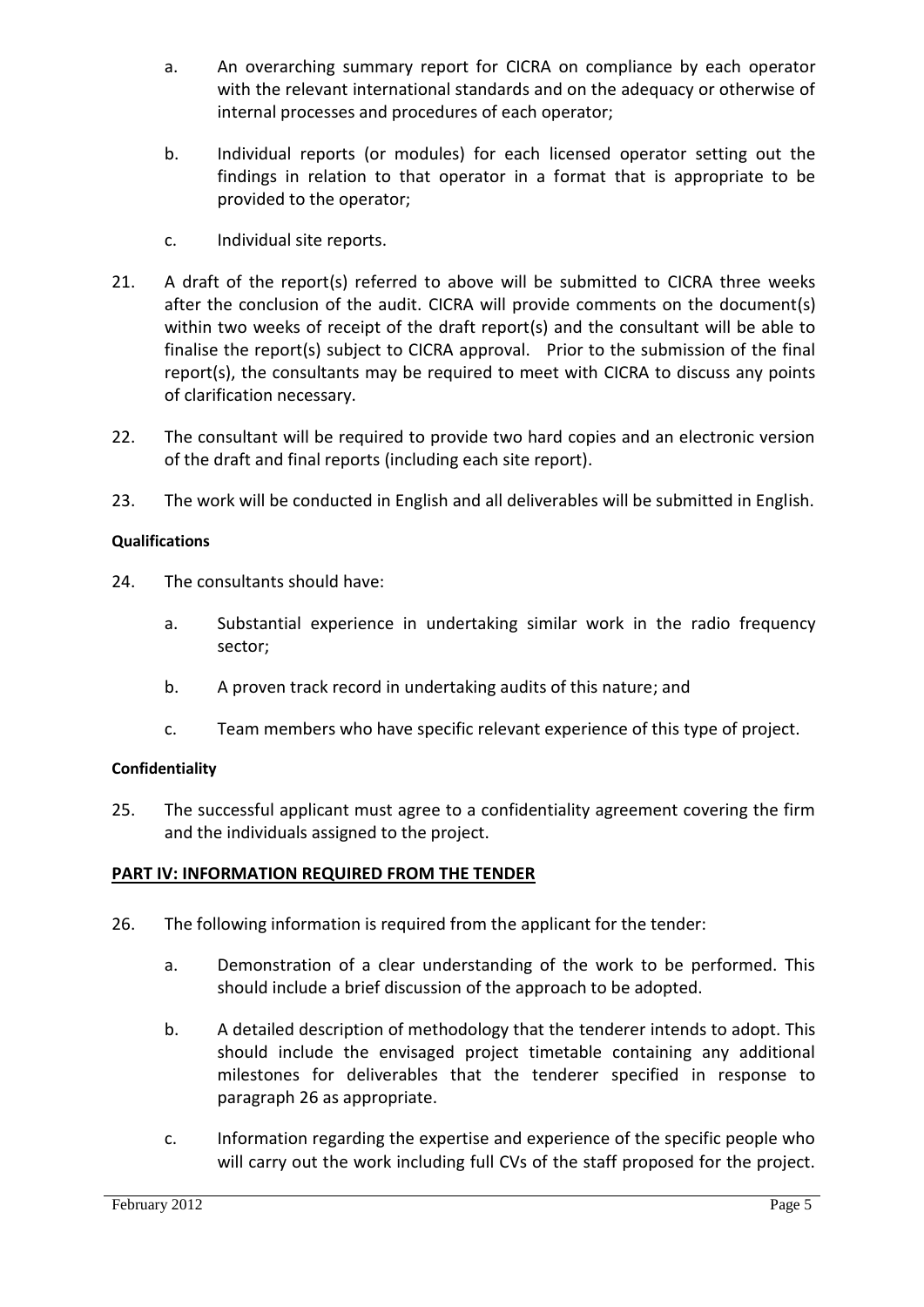a. An overarching summary report for CICRA on compliance by each operator with the relevant international standards and on the adequacy or otherwise of internal processes and procedures of each operator;

b. Individual reports (or modules) for each licensed operator setting out the findings in relation to that operator in a format that is appropriate to be provided to the operator;

c. Individual site reports.

21. A draft of the report(s) referred to above will be submitted to CICRA three weeks after the conclusion of the audit. CICRA will provide comments on the document(s) within two weeks of receipt of the draft report(s) and the consultant will be able to finalise the report(s) subject to CICRA approval. Prior to the submission of the final report(s), the consultants may be required to meet with CICRA to discuss any points of clarification necessary.

22. The consultant will be required to provide two hard copies and an electronic version of the draft and final reports (including each site report).

23. The work will be conducted in English and all deliverables will be submitted in English.

**Qualifications**

24. The consultants should have:

    a. Substantial experience in undertaking similar work in the radio frequency sector;

    b. A proven track record in undertaking audits of this nature; and

    c. Team members who have specific relevant experience of this type of project.

**Confidentiality**

25. The successful applicant must agree to a confidentiality agreement covering the firm and the individuals assigned to the project.

**PART IV: INFORMATION REQUIRED FROM THE TENDER**

26. The following information is required from the applicant for the tender:

    a. Demonstration of a clear understanding of the work to be performed. This should include a brief discussion of the approach to be adopted.

    b. A detailed description of methodology that the tenderer intends to adopt. This should include the envisaged project timetable containing any additional milestones for deliverables that the tenderer specified in response to paragraph 26 as appropriate.

    c. Information regarding the expertise and experience of the specific people who will carry out the work including full CVs of the staff proposed for the project.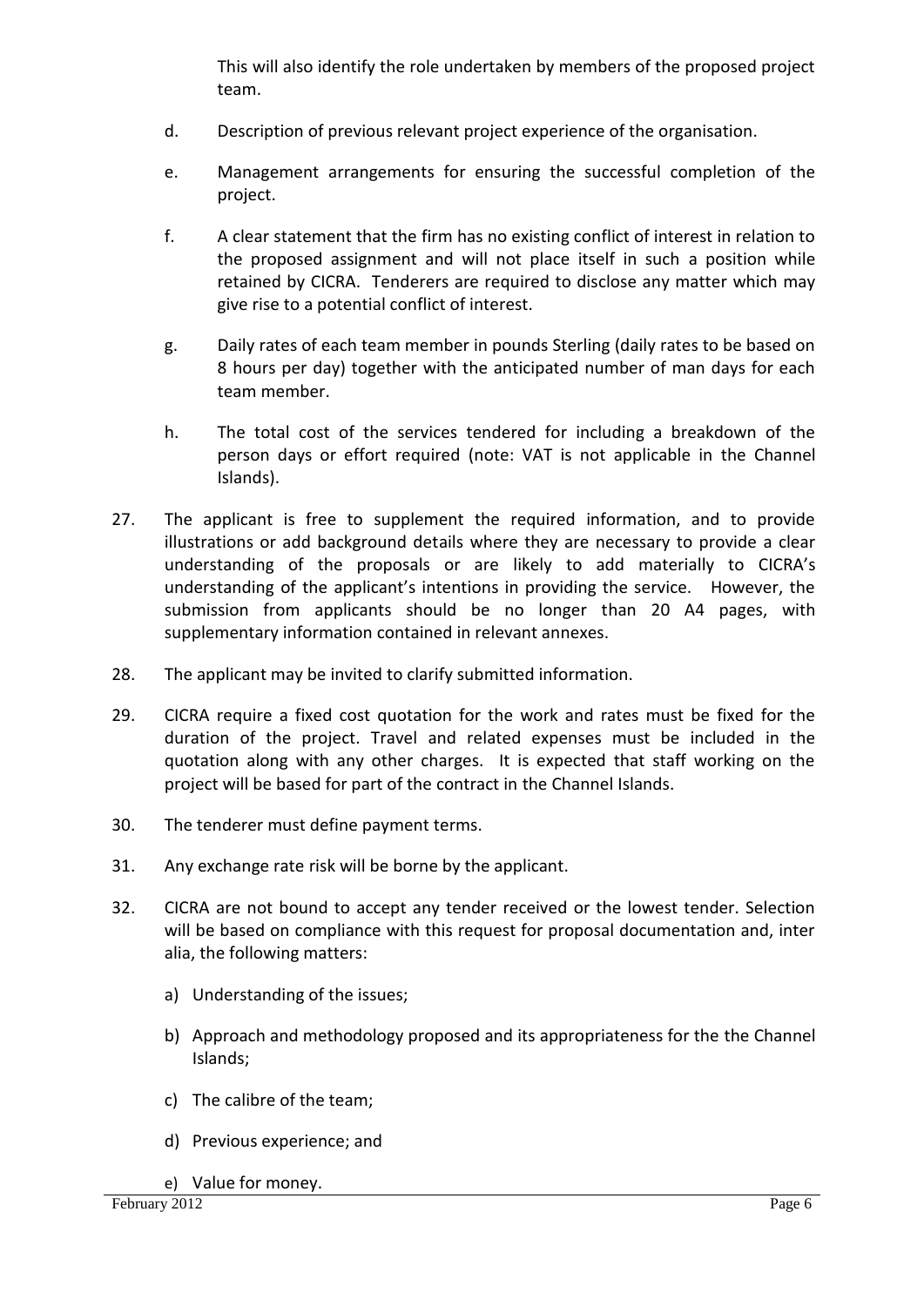This will also identify the role undertaken by members of the proposed project team.

d. Description of previous relevant project experience of the organisation.

e. Management arrangements for ensuring the successful completion of the project.

f. A clear statement that the firm has no existing conflict of interest in relation to the proposed assignment and will not place itself in such a position while retained by CICRA. Tenderers are required to disclose any matter which may give rise to a potential conflict of interest.

g. Daily rates of each team member in pounds Sterling (daily rates to be based on 8 hours per day) together with the anticipated number of man days for each team member.

h. The total cost of the services tendered for including a breakdown of the person days or effort required (note: VAT is not applicable in the Channel Islands).

27. The applicant is free to supplement the required information, and to provide illustrations or add background details where they are necessary to provide a clear understanding of the proposals or are likely to add materially to CICRA's understanding of the applicant's intentions in providing the service. However, the submission from applicants should be no longer than 20 A4 pages, with supplementary information contained in relevant annexes.

28. The applicant may be invited to clarify submitted information.

29. CICRA require a fixed cost quotation for the work and rates must be fixed for the duration of the project. Travel and related expenses must be included in the quotation along with any other charges. It is expected that staff working on the project will be based for part of the contract in the Channel Islands.

30. The tenderer must define payment terms.

31. Any exchange rate risk will be borne by the applicant.

32. CICRA are not bound to accept any tender received or the lowest tender. Selection will be based on compliance with this request for proposal documentation and, inter alia, the following matters:

a) Understanding of the issues;

b) Approach and methodology proposed and its appropriateness for the the Channel Islands;

c) The calibre of the team;

d) Previous experience; and

e) Value for money.